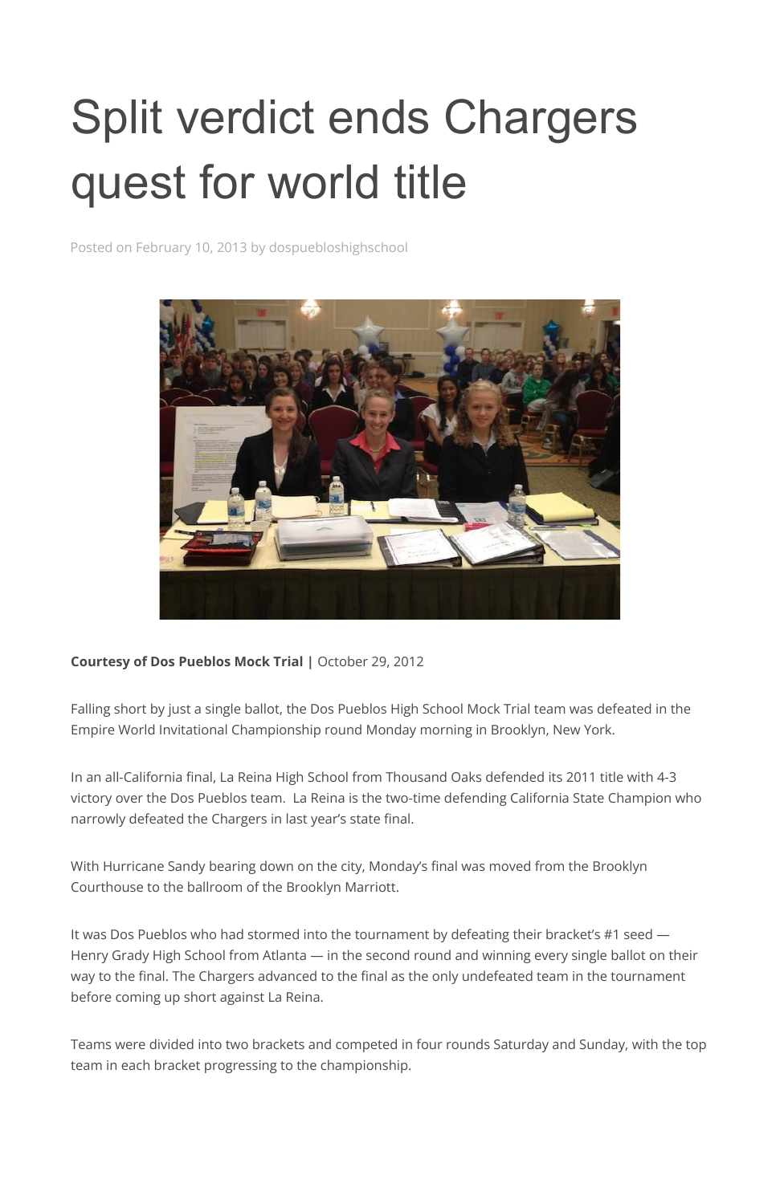# Split verdict ends Chargers quest for world title

Posted on February 10, 2013 by dospuebloshighschool

**Courtesy of Dos Pueblos Mock Trial |** October 29, 2012

Falling short by just a single ballot, the Dos Pueblos High School Mock Trial team was defeated in the Empire World Invitational Championship round Monday morning in Brooklyn, New York.

In an all-California final, La Reina High School from Thousand Oaks defended its 2011 title with 4-3 victory over the Dos Pueblos team. La Reina is the two-time defending California State Champion who narrowly defeated the Chargers in last year's state final.

With Hurricane Sandy bearing down on the city, Monday's final was moved from the Brooklyn Courthouse to the ballroom of the Brooklyn Marriott.

It was Dos Pueblos who had stormed into the tournament by defeating their bracket's #1 seed — Henry Grady High School from Atlanta — in the second round and winning every single ballot on their way to the final. The Chargers advanced to the final as the only undefeated team in the tournament before coming up short against La Reina.

Teams were divided into two brackets and competed in four rounds Saturday and Sunday, with the top team in each bracket progressing to the championship.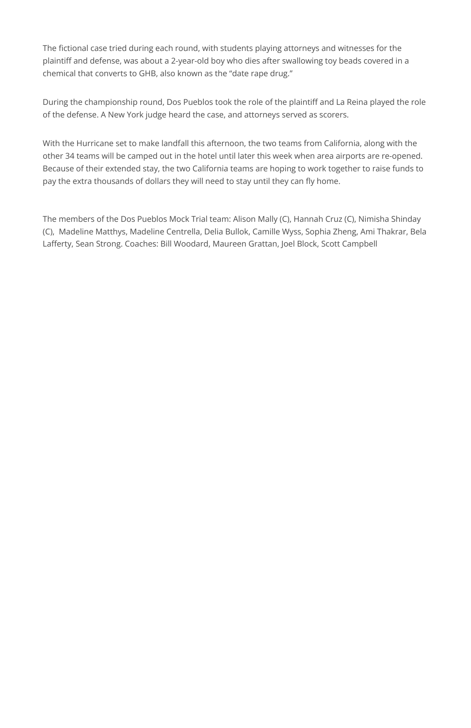The fictional case tried during each round, with students playing attorneys and witnesses for the plaintiff and defense, was about a 2-year-old boy who dies after swallowing toy beads covered in a chemical that converts to GHB, also known as the "date rape drug."

During the championship round, Dos Pueblos took the role of the plaintiff and La Reina played the role of the defense. A New York judge heard the case, and attorneys served as scorers.

With the Hurricane set to make landfall this afternoon, the two teams from California, along with the other 34 teams will be camped out in the hotel until later this week when area airports are re-opened. Because of their extended stay, the two California teams are hoping to work together to raise funds to pay the extra thousands of dollars they will need to stay until they can fly home.

The members of the Dos Pueblos Mock Trial team: Alison Mally (C), Hannah Cruz (C), Nimisha Shinday (C), Madeline Matthys, Madeline Centrella, Delia Bullok, Camille Wyss, Sophia Zheng, Ami Thakrar, Bela Lafferty, Sean Strong. Coaches: Bill Woodard, Maureen Grattan, Joel Block, Scott Campbell